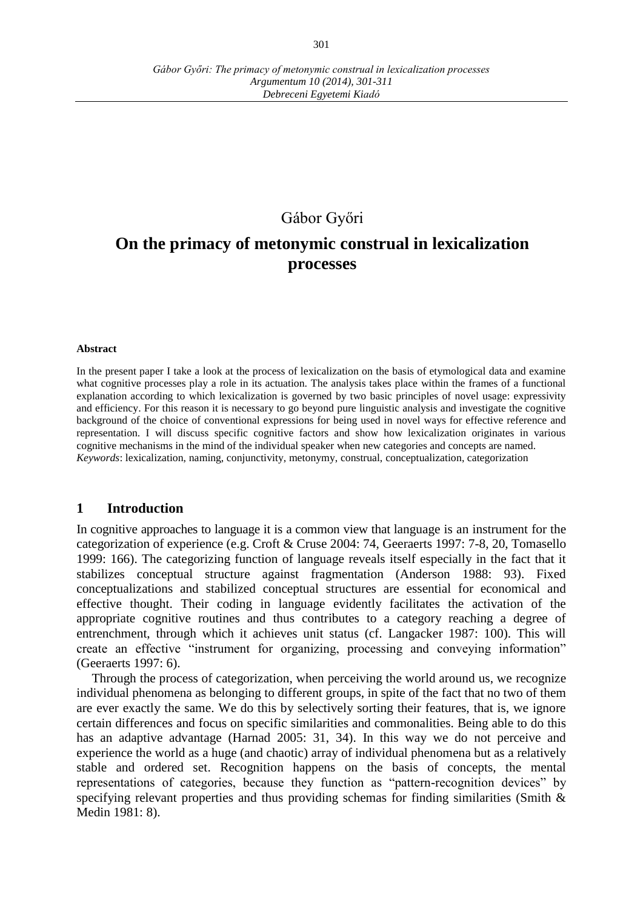Gábor Győri

# On the primacy of metonymic construal in lexicalization processes

**Abstract**

In the present paper I take a look at the process of lexicalization on the basis of etymological data and examine what cognitive processes play a role in its actuation. The analysis takes place within the frames of a functional explanation according to which lexicalization is governed by two basic principles of novel usage: expressivity and efficiency. For this reason it is necessary to go beyond pure linguistic analysis and investigate the cognitive background of the choice of conventional expressions for being used in novel ways for effective reference and representation. I will discuss specific cognitive factors and show how lexicalization originates in various cognitive mechanisms in the mind of the individual speaker when new categories and concepts are named.
*Keywords*: lexicalization, naming, conjunctivity, metonymy, construal, conceptualization, categorization

## 1 Introduction

In cognitive approaches to language it is a common view that language is an instrument for the categorization of experience (e.g. Croft & Cruse 2004: 74, Geeraerts 1997: 7-8, 20, Tomasello 1999: 166). The categorizing function of language reveals itself especially in the fact that it stabilizes conceptual structure against fragmentation (Anderson 1988: 93). Fixed conceptualizations and stabilized conceptual structures are essential for economical and effective thought. Their coding in language evidently facilitates the activation of the appropriate cognitive routines and thus contributes to a category reaching a degree of entrenchment, through which it achieves unit status (cf. Langacker 1987: 100). This will create an effective "instrument for organizing, processing and conveying information" (Geeraerts 1997: 6).

Through the process of categorization, when perceiving the world around us, we recognize individual phenomena as belonging to different groups, in spite of the fact that no two of them are ever exactly the same. We do this by selectively sorting their features, that is, we ignore certain differences and focus on specific similarities and commonalities. Being able to do this has an adaptive advantage (Harnad 2005: 31, 34). In this way we do not perceive and experience the world as a huge (and chaotic) array of individual phenomena but as a relatively stable and ordered set. Recognition happens on the basis of concepts, the mental representations of categories, because they function as "pattern-recognition devices" by specifying relevant properties and thus providing schemas for finding similarities (Smith & Medin 1981: 8).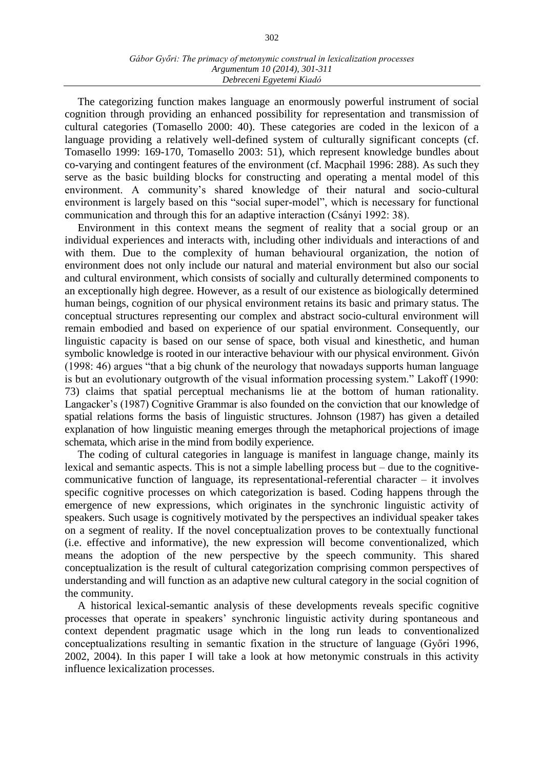The categorizing function makes language an enormously powerful instrument of social cognition through providing an enhanced possibility for representation and transmission of cultural categories (Tomasello 2000: 40). These categories are coded in the lexicon of a language providing a relatively well-defined system of culturally significant concepts (cf. Tomasello 1999: 169-170, Tomasello 2003: 51), which represent knowledge bundles about co-varying and contingent features of the environment (cf. Macphail 1996: 288). As such they serve as the basic building blocks for constructing and operating a mental model of this environment. A community's shared knowledge of their natural and socio-cultural environment is largely based on this "social super-model", which is necessary for functional communication and through this for an adaptive interaction (Csányi 1992: 38).

Environment in this context means the segment of reality that a social group or an individual experiences and interacts with, including other individuals and interactions of and with them. Due to the complexity of human behavioural organization, the notion of environment does not only include our natural and material environment but also our social and cultural environment, which consists of socially and culturally determined components to an exceptionally high degree. However, as a result of our existence as biologically determined human beings, cognition of our physical environment retains its basic and primary status. The conceptual structures representing our complex and abstract socio-cultural environment will remain embodied and based on experience of our spatial environment. Consequently, our linguistic capacity is based on our sense of space, both visual and kinesthetic, and human symbolic knowledge is rooted in our interactive behaviour with our physical environment. Givón (1998: 46) argues "that a big chunk of the neurology that nowadays supports human language is but an evolutionary outgrowth of the visual information processing system." Lakoff (1990: 73) claims that spatial perceptual mechanisms lie at the bottom of human rationality. Langacker's (1987) Cognitive Grammar is also founded on the conviction that our knowledge of spatial relations forms the basis of linguistic structures. Johnson (1987) has given a detailed explanation of how linguistic meaning emerges through the metaphorical projections of image schemata, which arise in the mind from bodily experience.

The coding of cultural categories in language is manifest in language change, mainly its lexical and semantic aspects. This is not a simple labelling process but – due to the cognitive-communicative function of language, its representational-referential character – it involves specific cognitive processes on which categorization is based. Coding happens through the emergence of new expressions, which originates in the synchronic linguistic activity of speakers. Such usage is cognitively motivated by the perspectives an individual speaker takes on a segment of reality. If the novel conceptualization proves to be contextually functional (i.e. effective and informative), the new expression will become conventionalized, which means the adoption of the new perspective by the speech community. This shared conceptualization is the result of cultural categorization comprising common perspectives of understanding and will function as an adaptive new cultural category in the social cognition of the community.

A historical lexical-semantic analysis of these developments reveals specific cognitive processes that operate in speakers' synchronic linguistic activity during spontaneous and context dependent pragmatic usage which in the long run leads to conventionalized conceptualizations resulting in semantic fixation in the structure of language (Győri 1996, 2002, 2004). In this paper I will take a look at how metonymic construals in this activity influence lexicalization processes.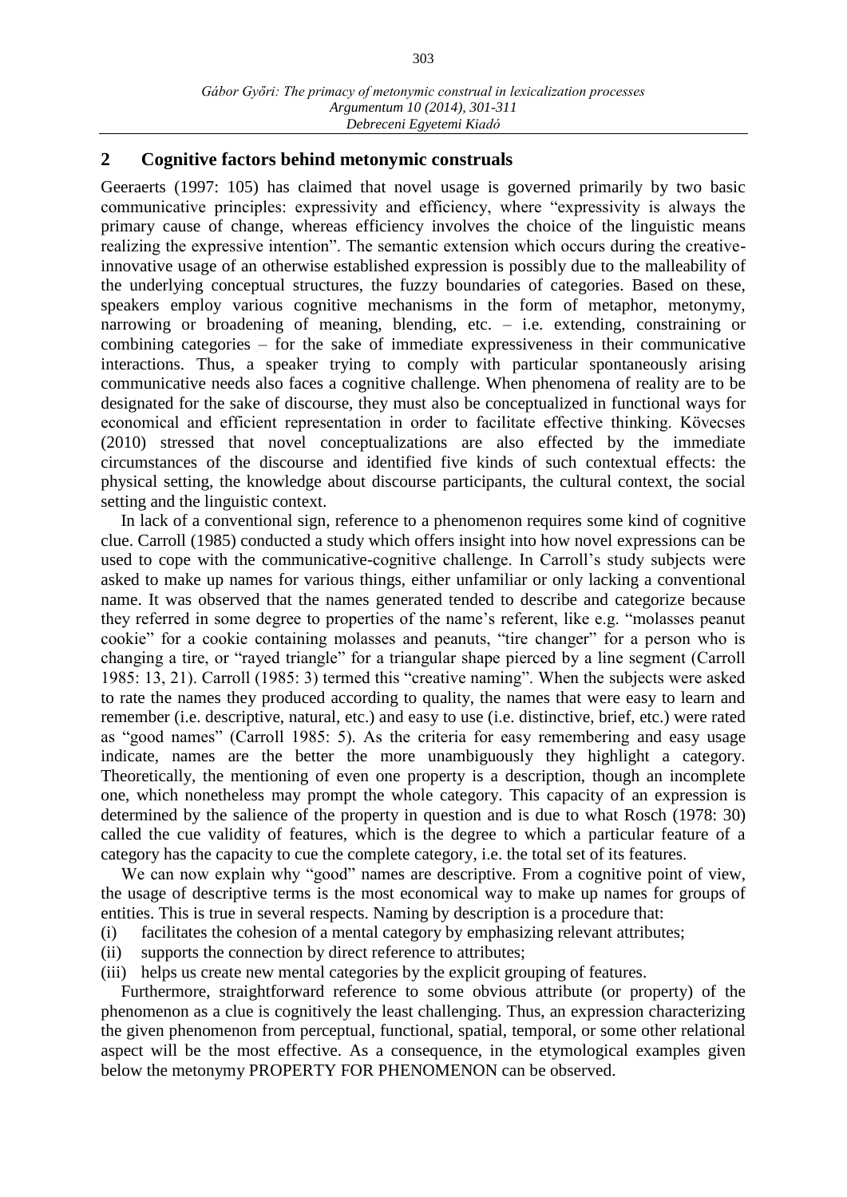## 2 Cognitive factors behind metonymic construals

Geeraerts (1997: 105) has claimed that novel usage is governed primarily by two basic communicative principles: expressivity and efficiency, where "expressivity is always the primary cause of change, whereas efficiency involves the choice of the linguistic means realizing the expressive intention". The semantic extension which occurs during the creative-innovative usage of an otherwise established expression is possibly due to the malleability of the underlying conceptual structures, the fuzzy boundaries of categories. Based on these, speakers employ various cognitive mechanisms in the form of metaphor, metonymy, narrowing or broadening of meaning, blending, etc. – i.e. extending, constraining or combining categories – for the sake of immediate expressiveness in their communicative interactions. Thus, a speaker trying to comply with particular spontaneously arising communicative needs also faces a cognitive challenge. When phenomena of reality are to be designated for the sake of discourse, they must also be conceptualized in functional ways for economical and efficient representation in order to facilitate effective thinking. Kövecses (2010) stressed that novel conceptualizations are also effected by the immediate circumstances of the discourse and identified five kinds of such contextual effects: the physical setting, the knowledge about discourse participants, the cultural context, the social setting and the linguistic context.

In lack of a conventional sign, reference to a phenomenon requires some kind of cognitive clue. Carroll (1985) conducted a study which offers insight into how novel expressions can be used to cope with the communicative-cognitive challenge. In Carroll's study subjects were asked to make up names for various things, either unfamiliar or only lacking a conventional name. It was observed that the names generated tended to describe and categorize because they referred in some degree to properties of the name's referent, like e.g. "molasses peanut cookie" for a cookie containing molasses and peanuts, "tire changer" for a person who is changing a tire, or "rayed triangle" for a triangular shape pierced by a line segment (Carroll 1985: 13, 21). Carroll (1985: 3) termed this "creative naming". When the subjects were asked to rate the names they produced according to quality, the names that were easy to learn and remember (i.e. descriptive, natural, etc.) and easy to use (i.e. distinctive, brief, etc.) were rated as "good names" (Carroll 1985: 5). As the criteria for easy remembering and easy usage indicate, names are the better the more unambiguously they highlight a category. Theoretically, the mentioning of even one property is a description, though an incomplete one, which nonetheless may prompt the whole category. This capacity of an expression is determined by the salience of the property in question and is due to what Rosch (1978: 30) called the cue validity of features, which is the degree to which a particular feature of a category has the capacity to cue the complete category, i.e. the total set of its features.

We can now explain why "good" names are descriptive. From a cognitive point of view, the usage of descriptive terms is the most economical way to make up names for groups of entities. This is true in several respects. Naming by description is a procedure that:

(i) facilitates the cohesion of a mental category by emphasizing relevant attributes;
(ii) supports the connection by direct reference to attributes;
(iii) helps us create new mental categories by the explicit grouping of features.

Furthermore, straightforward reference to some obvious attribute (or property) of the phenomenon as a clue is cognitively the least challenging. Thus, an expression characterizing the given phenomenon from perceptual, functional, spatial, temporal, or some other relational aspect will be the most effective. As a consequence, in the etymological examples given below the metonymy PROPERTY FOR PHENOMENON can be observed.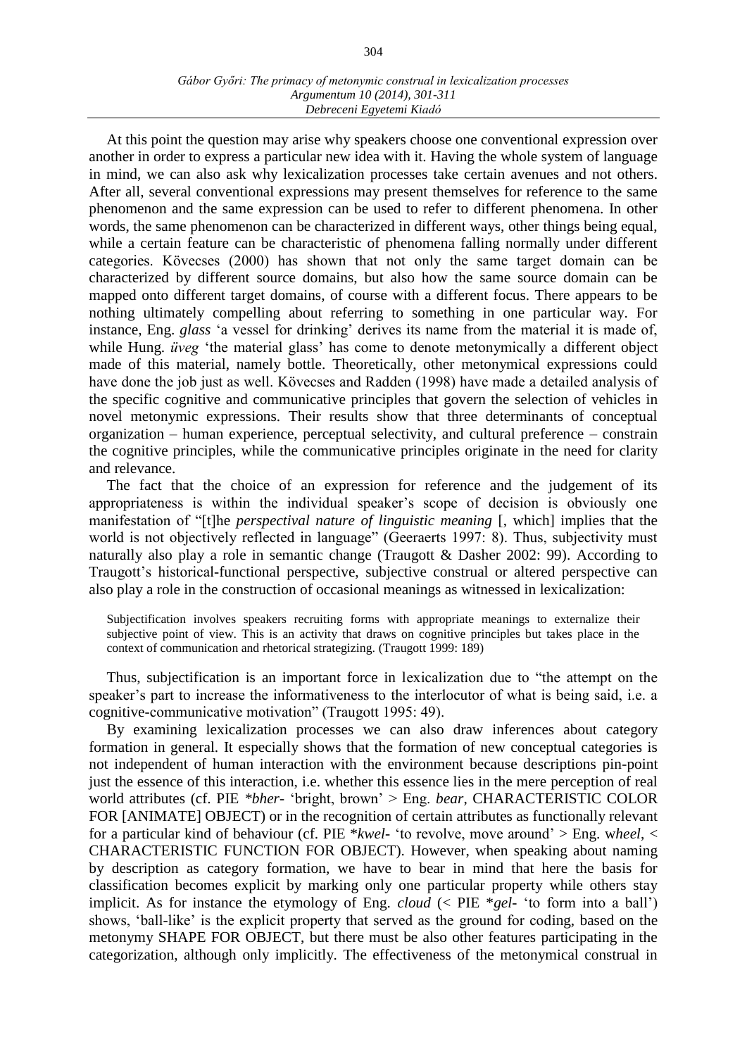At this point the question may arise why speakers choose one conventional expression over another in order to express a particular new idea with it. Having the whole system of language in mind, we can also ask why lexicalization processes take certain avenues and not others. After all, several conventional expressions may present themselves for reference to the same phenomenon and the same expression can be used to refer to different phenomena. In other words, the same phenomenon can be characterized in different ways, other things being equal, while a certain feature can be characteristic of phenomena falling normally under different categories. Kövecses (2000) has shown that not only the same target domain can be characterized by different source domains, but also how the same source domain can be mapped onto different target domains, of course with a different focus. There appears to be nothing ultimately compelling about referring to something in one particular way. For instance, Eng. *glass* 'a vessel for drinking' derives its name from the material it is made of, while Hung. *üveg* 'the material glass' has come to denote metonymically a different object made of this material, namely bottle. Theoretically, other metonymical expressions could have done the job just as well. Kövecses and Radden (1998) have made a detailed analysis of the specific cognitive and communicative principles that govern the selection of vehicles in novel metonymic expressions. Their results show that three determinants of conceptual organization – human experience, perceptual selectivity, and cultural preference – constrain the cognitive principles, while the communicative principles originate in the need for clarity and relevance.

The fact that the choice of an expression for reference and the judgement of its appropriateness is within the individual speaker's scope of decision is obviously one manifestation of "[t]he *perspectival nature of linguistic meaning* [, which] implies that the world is not objectively reflected in language" (Geeraerts 1997: 8). Thus, subjectivity must naturally also play a role in semantic change (Traugott & Dasher 2002: 99). According to Traugott's historical-functional perspective, subjective construal or altered perspective can also play a role in the construction of occasional meanings as witnessed in lexicalization:

> Subjectification involves speakers recruiting forms with appropriate meanings to externalize their subjective point of view. This is an activity that draws on cognitive principles but takes place in the context of communication and rhetorical strategizing. (Traugott 1999: 189)

Thus, subjectification is an important force in lexicalization due to "the attempt on the speaker's part to increase the informativeness to the interlocutor of what is being said, i.e. a cognitive-communicative motivation" (Traugott 1995: 49).

By examining lexicalization processes we can also draw inferences about category formation in general. It especially shows that the formation of new conceptual categories is not independent of human interaction with the environment because descriptions pin-point just the essence of this interaction, i.e. whether this essence lies in the mere perception of real world attributes (cf. PIE *\*bher-* 'bright, brown' > Eng. *bear*, CHARACTERISTIC COLOR FOR [ANIMATE] OBJECT) or in the recognition of certain attributes as functionally relevant for a particular kind of behaviour (cf. PIE *\*kwel-* 'to revolve, move around' > Eng. w*heel*, < CHARACTERISTIC FUNCTION FOR OBJECT). However, when speaking about naming by description as category formation, we have to bear in mind that here the basis for classification becomes explicit by marking only one particular property while others stay implicit. As for instance the etymology of Eng. *cloud* (< PIE *\*gel-* 'to form into a ball') shows, 'ball-like' is the explicit property that served as the ground for coding, based on the metonymy SHAPE FOR OBJECT, but there must be also other features participating in the categorization, although only implicitly. The effectiveness of the metonymical construal in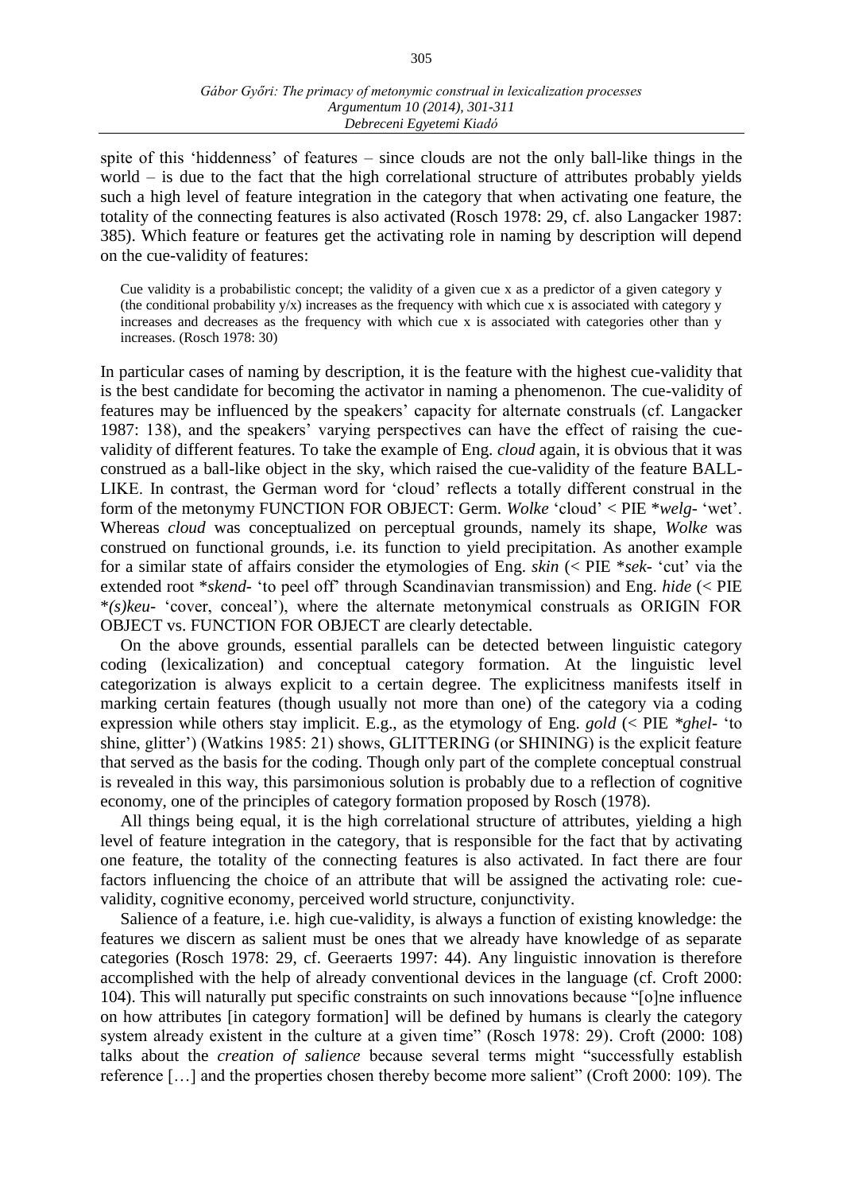spite of this 'hiddenness' of features – since clouds are not the only ball-like things in the world – is due to the fact that the high correlational structure of attributes probably yields such a high level of feature integration in the category that when activating one feature, the totality of the connecting features is also activated (Rosch 1978: 29, cf. also Langacker 1987: 385). Which feature or features get the activating role in naming by description will depend on the cue-validity of features:

> Cue validity is a probabilistic concept; the validity of a given cue x as a predictor of a given category y (the conditional probability y/x) increases as the frequency with which cue x is associated with category y increases and decreases as the frequency with which cue x is associated with categories other than y increases. (Rosch 1978: 30)

In particular cases of naming by description, it is the feature with the highest cue-validity that is the best candidate for becoming the activator in naming a phenomenon. The cue-validity of features may be influenced by the speakers' capacity for alternate construals (cf. Langacker 1987: 138), and the speakers' varying perspectives can have the effect of raising the cue-validity of different features. To take the example of Eng. *cloud* again, it is obvious that it was construed as a ball-like object in the sky, which raised the cue-validity of the feature BALL-LIKE. In contrast, the German word for 'cloud' reflects a totally different construal in the form of the metonymy FUNCTION FOR OBJECT: Germ. *Wolke* 'cloud' < PIE \**welg-* 'wet'. Whereas *cloud* was conceptualized on perceptual grounds, namely its shape, *Wolke* was construed on functional grounds, i.e. its function to yield precipitation. As another example for a similar state of affairs consider the etymologies of Eng. *skin* (< PIE \**sek-* 'cut' via the extended root \**skend-* 'to peel off' through Scandinavian transmission) and Eng. *hide* (< PIE \**(s)keu-* 'cover, conceal'), where the alternate metonymical construals as ORIGIN FOR OBJECT vs. FUNCTION FOR OBJECT are clearly detectable.

On the above grounds, essential parallels can be detected between linguistic category coding (lexicalization) and conceptual category formation. At the linguistic level categorization is always explicit to a certain degree. The explicitness manifests itself in marking certain features (though usually not more than one) of the category via a coding expression while others stay implicit. E.g., as the etymology of Eng. *gold* (< PIE \**ghel-* 'to shine, glitter') (Watkins 1985: 21) shows, GLITTERING (or SHINING) is the explicit feature that served as the basis for the coding. Though only part of the complete conceptual construal is revealed in this way, this parsimonious solution is probably due to a reflection of cognitive economy, one of the principles of category formation proposed by Rosch (1978).

All things being equal, it is the high correlational structure of attributes, yielding a high level of feature integration in the category, that is responsible for the fact that by activating one feature, the totality of the connecting features is also activated. In fact there are four factors influencing the choice of an attribute that will be assigned the activating role: cue-validity, cognitive economy, perceived world structure, conjunctivity.

Salience of a feature, i.e. high cue-validity, is always a function of existing knowledge: the features we discern as salient must be ones that we already have knowledge of as separate categories (Rosch 1978: 29, cf. Geeraerts 1997: 44). Any linguistic innovation is therefore accomplished with the help of already conventional devices in the language (cf. Croft 2000: 104). This will naturally put specific constraints on such innovations because "[o]ne influence on how attributes [in category formation] will be defined by humans is clearly the category system already existent in the culture at a given time" (Rosch 1978: 29). Croft (2000: 108) talks about the *creation of salience* because several terms might "successfully establish reference […] and the properties chosen thereby become more salient" (Croft 2000: 109). The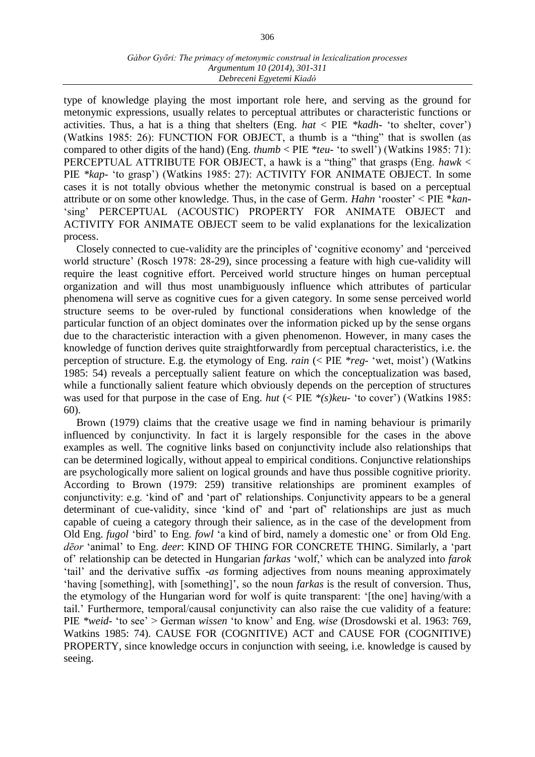type of knowledge playing the most important role here, and serving as the ground for metonymic expressions, usually relates to perceptual attributes or characteristic functions or activities. Thus, a hat is a thing that shelters (Eng. *hat* < PIE *\*kadh-* 'to shelter, cover') (Watkins 1985: 26): FUNCTION FOR OBJECT, a thumb is a "thing" that is swollen (as compared to other digits of the hand) (Eng. *thumb* < PIE *\*teu-* 'to swell') (Watkins 1985: 71): PERCEPTUAL ATTRIBUTE FOR OBJECT, a hawk is a "thing" that grasps (Eng. *hawk* < PIE *\*kap-* 'to grasp') (Watkins 1985: 27): ACTIVITY FOR ANIMATE OBJECT. In some cases it is not totally obvious whether the metonymic construal is based on a perceptual attribute or on some other knowledge. Thus, in the case of Germ. *Hahn* 'rooster' < PIE \**kan-* 'sing' PERCEPTUAL (ACOUSTIC) PROPERTY FOR ANIMATE OBJECT and ACTIVITY FOR ANIMATE OBJECT seem to be valid explanations for the lexicalization process.

Closely connected to cue-validity are the principles of 'cognitive economy' and 'perceived world structure' (Rosch 1978: 28-29), since processing a feature with high cue-validity will require the least cognitive effort. Perceived world structure hinges on human perceptual organization and will thus most unambiguously influence which attributes of particular phenomena will serve as cognitive cues for a given category. In some sense perceived world structure seems to be over-ruled by functional considerations when knowledge of the particular function of an object dominates over the information picked up by the sense organs due to the characteristic interaction with a given phenomenon. However, in many cases the knowledge of function derives quite straightforwardly from perceptual characteristics, i.e. the perception of structure. E.g. the etymology of Eng. *rain* (< PIE *\*reg-* 'wet, moist') (Watkins 1985: 54) reveals a perceptually salient feature on which the conceptualization was based, while a functionally salient feature which obviously depends on the perception of structures was used for that purpose in the case of Eng. *hut* (< PIE *\*(s)keu-* 'to cover') (Watkins 1985: 60).

Brown (1979) claims that the creative usage we find in naming behaviour is primarily influenced by conjunctivity. In fact it is largely responsible for the cases in the above examples as well. The cognitive links based on conjunctivity include also relationships that can be determined logically, without appeal to empirical conditions. Conjunctive relationships are psychologically more salient on logical grounds and have thus possible cognitive priority. According to Brown (1979: 259) transitive relationships are prominent examples of conjunctivity: e.g. 'kind of' and 'part of' relationships. Conjunctivity appears to be a general determinant of cue-validity, since 'kind of' and 'part of' relationships are just as much capable of cueing a category through their salience, as in the case of the development from Old Eng. *fugol* 'bird' to Eng. *fowl* 'a kind of bird, namely a domestic one' or from Old Eng. *dēor* 'animal' to Eng. *deer*: KIND OF THING FOR CONCRETE THING. Similarly, a 'part of' relationship can be detected in Hungarian *farkas* 'wolf,' which can be analyzed into *farok* 'tail' and the derivative suffix *-as* forming adjectives from nouns meaning approximately 'having [something], with [something]', so the noun *farkas* is the result of conversion. Thus, the etymology of the Hungarian word for wolf is quite transparent: '[the one] having/with a tail.' Furthermore, temporal/causal conjunctivity can also raise the cue validity of a feature: PIE *\*weid-* 'to see' > German *wissen* 'to know' and Eng. *wise* (Drosdowski et al. 1963: 769, Watkins 1985: 74). CAUSE FOR (COGNITIVE) ACT and CAUSE FOR (COGNITIVE) PROPERTY, since knowledge occurs in conjunction with seeing, i.e. knowledge is caused by seeing.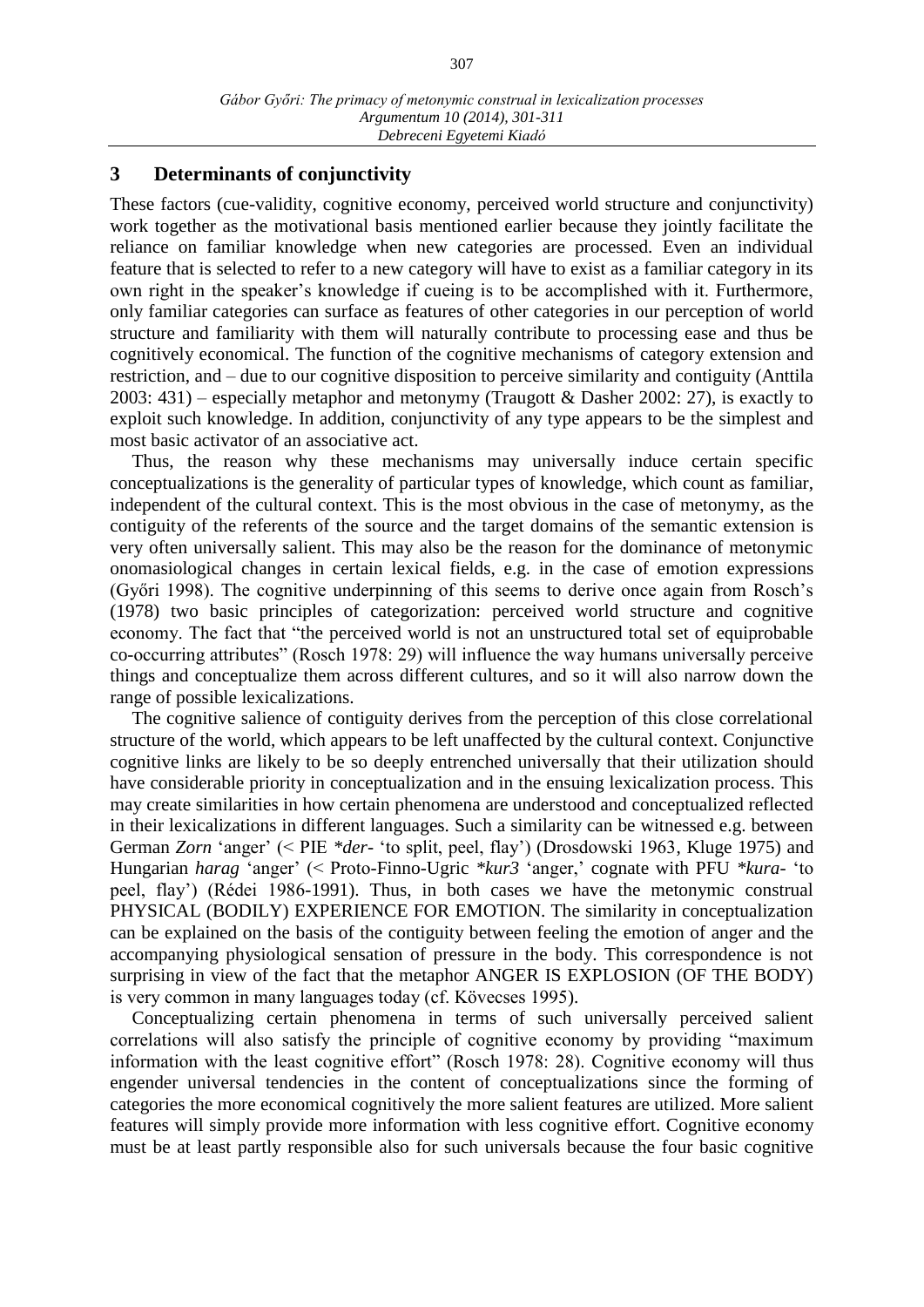## 3 Determinants of conjunctivity

These factors (cue-validity, cognitive economy, perceived world structure and conjunctivity) work together as the motivational basis mentioned earlier because they jointly facilitate the reliance on familiar knowledge when new categories are processed. Even an individual feature that is selected to refer to a new category will have to exist as a familiar category in its own right in the speaker's knowledge if cueing is to be accomplished with it. Furthermore, only familiar categories can surface as features of other categories in our perception of world structure and familiarity with them will naturally contribute to processing ease and thus be cognitively economical. The function of the cognitive mechanisms of category extension and restriction, and – due to our cognitive disposition to perceive similarity and contiguity (Anttila 2003: 431) – especially metaphor and metonymy (Traugott & Dasher 2002: 27), is exactly to exploit such knowledge. In addition, conjunctivity of any type appears to be the simplest and most basic activator of an associative act.

Thus, the reason why these mechanisms may universally induce certain specific conceptualizations is the generality of particular types of knowledge, which count as familiar, independent of the cultural context. This is the most obvious in the case of metonymy, as the contiguity of the referents of the source and the target domains of the semantic extension is very often universally salient. This may also be the reason for the dominance of metonymic onomasiological changes in certain lexical fields, e.g. in the case of emotion expressions (Győri 1998). The cognitive underpinning of this seems to derive once again from Rosch's (1978) two basic principles of categorization: perceived world structure and cognitive economy. The fact that "the perceived world is not an unstructured total set of equiprobable co-occurring attributes" (Rosch 1978: 29) will influence the way humans universally perceive things and conceptualize them across different cultures, and so it will also narrow down the range of possible lexicalizations.

The cognitive salience of contiguity derives from the perception of this close correlational structure of the world, which appears to be left unaffected by the cultural context. Conjunctive cognitive links are likely to be so deeply entrenched universally that their utilization should have considerable priority in conceptualization and in the ensuing lexicalization process. This may create similarities in how certain phenomena are understood and conceptualized reflected in their lexicalizations in different languages. Such a similarity can be witnessed e.g. between German *Zorn* 'anger' (< PIE *\*der-* 'to split, peel, flay') (Drosdowski 1963, Kluge 1975) and Hungarian *harag* 'anger' (< Proto-Finno-Ugric *\*kur3* 'anger,' cognate with PFU *\*kura-* 'to peel, flay') (Rédei 1986-1991). Thus, in both cases we have the metonymic construal PHYSICAL (BODILY) EXPERIENCE FOR EMOTION. The similarity in conceptualization can be explained on the basis of the contiguity between feeling the emotion of anger and the accompanying physiological sensation of pressure in the body. This correspondence is not surprising in view of the fact that the metaphor ANGER IS EXPLOSION (OF THE BODY) is very common in many languages today (cf. Kövecses 1995).

Conceptualizing certain phenomena in terms of such universally perceived salient correlations will also satisfy the principle of cognitive economy by providing "maximum information with the least cognitive effort" (Rosch 1978: 28). Cognitive economy will thus engender universal tendencies in the content of conceptualizations since the forming of categories the more economical cognitively the more salient features are utilized. More salient features will simply provide more information with less cognitive effort. Cognitive economy must be at least partly responsible also for such universals because the four basic cognitive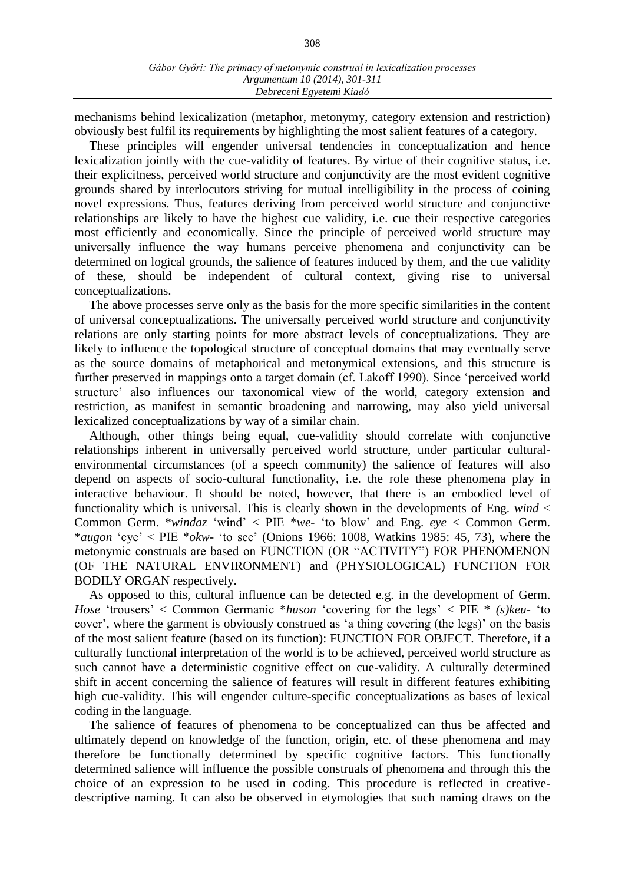mechanisms behind lexicalization (metaphor, metonymy, category extension and restriction) obviously best fulfil its requirements by highlighting the most salient features of a category.

These principles will engender universal tendencies in conceptualization and hence lexicalization jointly with the cue-validity of features. By virtue of their cognitive status, i.e. their explicitness, perceived world structure and conjunctivity are the most evident cognitive grounds shared by interlocutors striving for mutual intelligibility in the process of coining novel expressions. Thus, features deriving from perceived world structure and conjunctive relationships are likely to have the highest cue validity, i.e. cue their respective categories most efficiently and economically. Since the principle of perceived world structure may universally influence the way humans perceive phenomena and conjunctivity can be determined on logical grounds, the salience of features induced by them, and the cue validity of these, should be independent of cultural context, giving rise to universal conceptualizations.

The above processes serve only as the basis for the more specific similarities in the content of universal conceptualizations. The universally perceived world structure and conjunctivity relations are only starting points for more abstract levels of conceptualizations. They are likely to influence the topological structure of conceptual domains that may eventually serve as the source domains of metaphorical and metonymical extensions, and this structure is further preserved in mappings onto a target domain (cf. Lakoff 1990). Since 'perceived world structure' also influences our taxonomical view of the world, category extension and restriction, as manifest in semantic broadening and narrowing, may also yield universal lexicalized conceptualizations by way of a similar chain.

Although, other things being equal, cue-validity should correlate with conjunctive relationships inherent in universally perceived world structure, under particular cultural-environmental circumstances (of a speech community) the salience of features will also depend on aspects of socio-cultural functionality, i.e. the role these phenomena play in interactive behaviour. It should be noted, however, that there is an embodied level of functionality which is universal. This is clearly shown in the developments of Eng. *wind* < Common Germ. \**windaz* 'wind' < PIE \**we-* 'to blow' and Eng. *eye* < Common Germ. \**augon* 'eye' < PIE \**okw-* 'to see' (Onions 1966: 1008, Watkins 1985: 45, 73), where the metonymic construals are based on FUNCTION (OR "ACTIVITY") FOR PHENOMENON (OF THE NATURAL ENVIRONMENT) and (PHYSIOLOGICAL) FUNCTION FOR BODILY ORGAN respectively.

As opposed to this, cultural influence can be detected e.g. in the development of Germ. *Hose* 'trousers' < Common Germanic \**huson* 'covering for the legs' < PIE \* *(s)keu-* 'to cover', where the garment is obviously construed as 'a thing covering (the legs)' on the basis of the most salient feature (based on its function): FUNCTION FOR OBJECT. Therefore, if a culturally functional interpretation of the world is to be achieved, perceived world structure as such cannot have a deterministic cognitive effect on cue-validity. A culturally determined shift in accent concerning the salience of features will result in different features exhibiting high cue-validity. This will engender culture-specific conceptualizations as bases of lexical coding in the language.

The salience of features of phenomena to be conceptualized can thus be affected and ultimately depend on knowledge of the function, origin, etc. of these phenomena and may therefore be functionally determined by specific cognitive factors. This functionally determined salience will influence the possible construals of phenomena and through this the choice of an expression to be used in coding. This procedure is reflected in creative-descriptive naming. It can also be observed in etymologies that such naming draws on the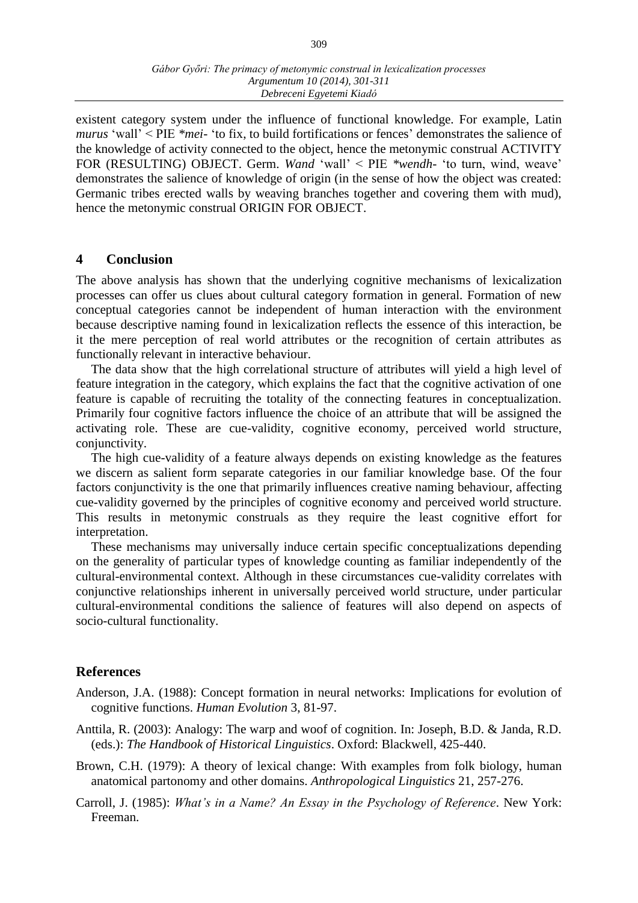existent category system under the influence of functional knowledge. For example, Latin *murus* 'wall' < PIE *\*mei-* 'to fix, to build fortifications or fences' demonstrates the salience of the knowledge of activity connected to the object, hence the metonymic construal ACTIVITY FOR (RESULTING) OBJECT. Germ. *Wand* 'wall' < PIE *\*wendh-* 'to turn, wind, weave' demonstrates the salience of knowledge of origin (in the sense of how the object was created: Germanic tribes erected walls by weaving branches together and covering them with mud), hence the metonymic construal ORIGIN FOR OBJECT.

## 4 Conclusion

The above analysis has shown that the underlying cognitive mechanisms of lexicalization processes can offer us clues about cultural category formation in general. Formation of new conceptual categories cannot be independent of human interaction with the environment because descriptive naming found in lexicalization reflects the essence of this interaction, be it the mere perception of real world attributes or the recognition of certain attributes as functionally relevant in interactive behaviour.

The data show that the high correlational structure of attributes will yield a high level of feature integration in the category, which explains the fact that the cognitive activation of one feature is capable of recruiting the totality of the connecting features in conceptualization. Primarily four cognitive factors influence the choice of an attribute that will be assigned the activating role. These are cue-validity, cognitive economy, perceived world structure, conjunctivity.

The high cue-validity of a feature always depends on existing knowledge as the features we discern as salient form separate categories in our familiar knowledge base. Of the four factors conjunctivity is the one that primarily influences creative naming behaviour, affecting cue-validity governed by the principles of cognitive economy and perceived world structure. This results in metonymic construals as they require the least cognitive effort for interpretation.

These mechanisms may universally induce certain specific conceptualizations depending on the generality of particular types of knowledge counting as familiar independently of the cultural-environmental context. Although in these circumstances cue-validity correlates with conjunctive relationships inherent in universally perceived world structure, under particular cultural-environmental conditions the salience of features will also depend on aspects of socio-cultural functionality.

## References

Anderson, J.A. (1988): Concept formation in neural networks: Implications for evolution of cognitive functions. *Human Evolution* 3, 81-97.

Anttila, R. (2003): Analogy: The warp and woof of cognition. In: Joseph, B.D. & Janda, R.D. (eds.): *The Handbook of Historical Linguistics*. Oxford: Blackwell, 425-440.

Brown, C.H. (1979): A theory of lexical change: With examples from folk biology, human anatomical partonomy and other domains. *Anthropological Linguistics* 21, 257-276.

Carroll, J. (1985): *What's in a Name? An Essay in the Psychology of Reference*. New York: Freeman.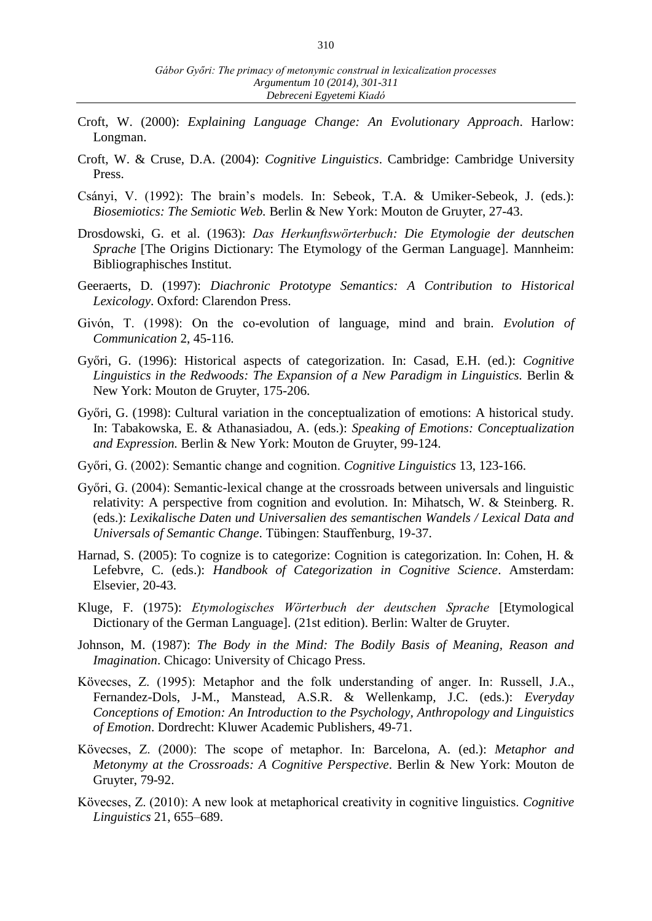Croft, W. (2000): *Explaining Language Change: An Evolutionary Approach*. Harlow: Longman.

Croft, W. & Cruse, D.A. (2004): *Cognitive Linguistics*. Cambridge: Cambridge University Press.

Csányi, V. (1992): The brain's models. In: Sebeok, T.A. & Umiker-Sebeok, J. (eds.): *Biosemiotics: The Semiotic Web.* Berlin & New York: Mouton de Gruyter, 27-43.

Drosdowski, G. et al. (1963): *Das Herkunftswörterbuch: Die Etymologie der deutschen Sprache* [The Origins Dictionary: The Etymology of the German Language]. Mannheim: Bibliographisches Institut.

Geeraerts, D. (1997): *Diachronic Prototype Semantics: A Contribution to Historical Lexicology*. Oxford: Clarendon Press.

Givón, T. (1998): On the co-evolution of language, mind and brain. *Evolution of Communication* 2, 45-116.

Győri, G. (1996): Historical aspects of categorization. In: Casad, E.H. (ed.): *Cognitive Linguistics in the Redwoods: The Expansion of a New Paradigm in Linguistics.* Berlin & New York: Mouton de Gruyter, 175-206.

Győri, G. (1998): Cultural variation in the conceptualization of emotions: A historical study. In: Tabakowska, E. & Athanasiadou, A. (eds.): *Speaking of Emotions: Conceptualization and Expression.* Berlin & New York: Mouton de Gruyter, 99-124.

Győri, G. (2002): Semantic change and cognition. *Cognitive Linguistics* 13, 123-166.

Győri, G. (2004): Semantic-lexical change at the crossroads between universals and linguistic relativity: A perspective from cognition and evolution. In: Mihatsch, W. & Steinberg. R. (eds.): *Lexikalische Daten und Universalien des semantischen Wandels / Lexical Data and Universals of Semantic Change*. Tübingen: Stauffenburg, 19-37.

Harnad, S. (2005): To cognize is to categorize: Cognition is categorization. In: Cohen, H. & Lefebvre, C. (eds.): *Handbook of Categorization in Cognitive Science*. Amsterdam: Elsevier, 20-43.

Kluge, F. (1975): *Etymologisches Wörterbuch der deutschen Sprache* [Etymological Dictionary of the German Language]. (21st edition). Berlin: Walter de Gruyter.

Johnson, M. (1987): *The Body in the Mind: The Bodily Basis of Meaning, Reason and Imagination*. Chicago: University of Chicago Press.

Kövecses, Z. (1995): Metaphor and the folk understanding of anger. In: Russell, J.A., Fernandez-Dols, J-M., Manstead, A.S.R. & Wellenkamp, J.C. (eds.): *Everyday Conceptions of Emotion: An Introduction to the Psychology, Anthropology and Linguistics of Emotion*. Dordrecht: Kluwer Academic Publishers, 49-71.

Kövecses, Z. (2000): The scope of metaphor. In: Barcelona, A. (ed.): *Metaphor and Metonymy at the Crossroads: A Cognitive Perspective*. Berlin & New York: Mouton de Gruyter, 79-92.

Kövecses, Z. (2010): A new look at metaphorical creativity in cognitive linguistics. *Cognitive Linguistics* 21, 655–689.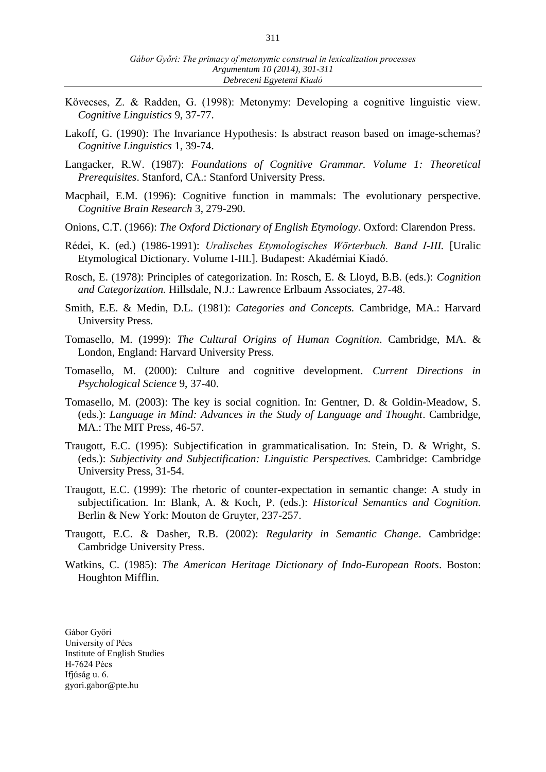Kövecses, Z. & Radden, G. (1998): Metonymy: Developing a cognitive linguistic view. *Cognitive Linguistics* 9, 37-77.

Lakoff, G. (1990): The Invariance Hypothesis: Is abstract reason based on image-schemas? *Cognitive Linguistics* 1, 39-74.

Langacker, R.W. (1987): *Foundations of Cognitive Grammar. Volume 1: Theoretical Prerequisites*. Stanford, CA.: Stanford University Press.

Macphail, E.M. (1996): Cognitive function in mammals: The evolutionary perspective. *Cognitive Brain Research* 3, 279-290.

Onions, C.T. (1966): *The Oxford Dictionary of English Etymology*. Oxford: Clarendon Press.

Rédei, K. (ed.) (1986-1991): *Uralisches Etymologisches Wörterbuch. Band I-III.* [Uralic Etymological Dictionary. Volume I-III.]. Budapest: Akadémiai Kiadó.

Rosch, E. (1978): Principles of categorization. In: Rosch, E. & Lloyd, B.B. (eds.): *Cognition and Categorization.* Hillsdale, N.J.: Lawrence Erlbaum Associates, 27-48.

Smith, E.E. & Medin, D.L. (1981): *Categories and Concepts.* Cambridge, MA.: Harvard University Press.

Tomasello, M. (1999): *The Cultural Origins of Human Cognition*. Cambridge, MA. & London, England: Harvard University Press.

Tomasello, M. (2000): Culture and cognitive development. *Current Directions in Psychological Science* 9, 37-40.

Tomasello, M. (2003): The key is social cognition. In: Gentner, D. & Goldin-Meadow, S. (eds.): *Language in Mind: Advances in the Study of Language and Thought*. Cambridge, MA.: The MIT Press, 46-57.

Traugott, E.C. (1995): Subjectification in grammaticalisation. In: Stein, D. & Wright, S. (eds.): *Subjectivity and Subjectification: Linguistic Perspectives.* Cambridge: Cambridge University Press, 31-54.

Traugott, E.C. (1999): The rhetoric of counter-expectation in semantic change: A study in subjectification. In: Blank, A. & Koch, P. (eds.): *Historical Semantics and Cognition*. Berlin & New York: Mouton de Gruyter, 237-257.

Traugott, E.C. & Dasher, R.B. (2002): *Regularity in Semantic Change*. Cambridge: Cambridge University Press.

Watkins, C. (1985): *The American Heritage Dictionary of Indo-European Roots*. Boston: Houghton Mifflin.

Gábor Győri
University of Pécs
Institute of English Studies
H-7624 Pécs
Ifjúság u. 6.
gyori.gabor@pte.hu